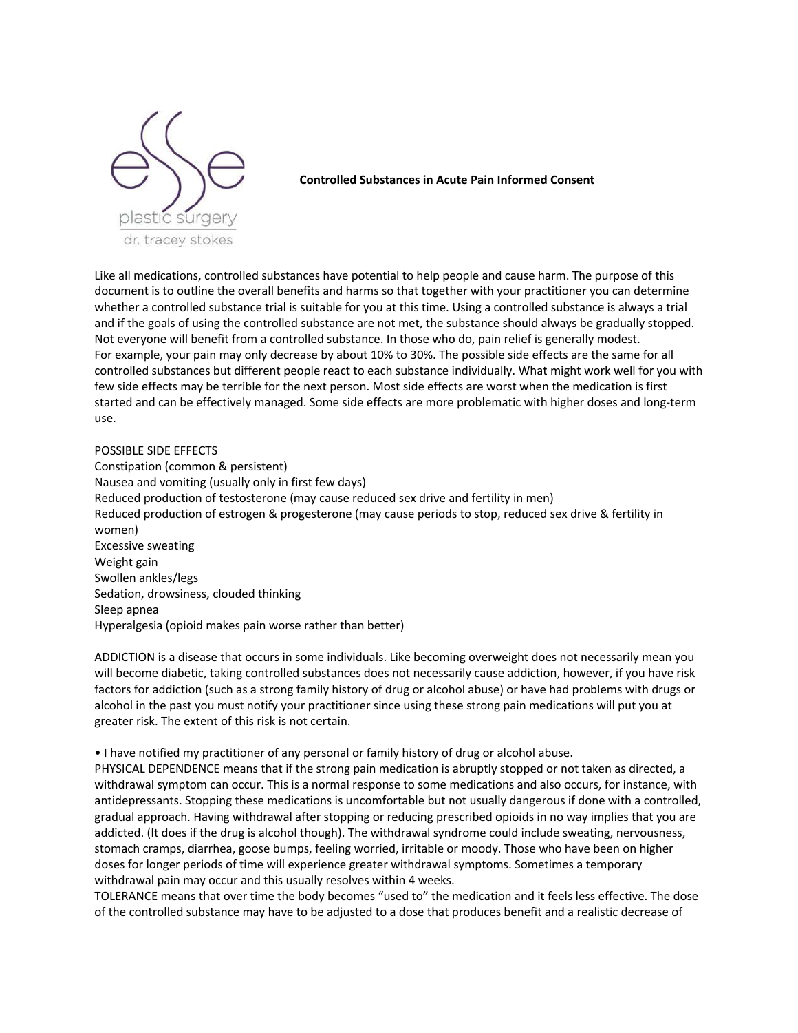esse plastic surgery
dr. tracey stokes

**Controlled Substances in Acute Pain Informed Consent**

Like all medications, controlled substances have potential to help people and cause harm. The purpose of this document is to outline the overall benefits and harms so that together with your practitioner you can determine whether a controlled substance trial is suitable for you at this time. Using a controlled substance is always a trial and if the goals of using the controlled substance are not met, the substance should always be gradually stopped. Not everyone will benefit from a controlled substance. In those who do, pain relief is generally modest.
For example, your pain may only decrease by about 10% to 30%. The possible side effects are the same for all controlled substances but different people react to each substance individually. What might work well for you with few side effects may be terrible for the next person. Most side effects are worst when the medication is first started and can be effectively managed. Some side effects are more problematic with higher doses and long-term use.

POSSIBLE SIDE EFFECTS
Constipation (common & persistent)
Nausea and vomiting (usually only in first few days)
Reduced production of testosterone (may cause reduced sex drive and fertility in men)
Reduced production of estrogen & progesterone (may cause periods to stop, reduced sex drive & fertility in women)
Excessive sweating
Weight gain
Swollen ankles/legs
Sedation, drowsiness, clouded thinking
Sleep apnea
Hyperalgesia (opioid makes pain worse rather than better)

ADDICTION is a disease that occurs in some individuals. Like becoming overweight does not necessarily mean you will become diabetic, taking controlled substances does not necessarily cause addiction, however, if you have risk factors for addiction (such as a strong family history of drug or alcohol abuse) or have had problems with drugs or alcohol in the past you must notify your practitioner since using these strong pain medications will put you at greater risk. The extent of this risk is not certain.

- I have notified my practitioner of any personal or family history of drug or alcohol abuse.

PHYSICAL DEPENDENCE means that if the strong pain medication is abruptly stopped or not taken as directed, a withdrawal symptom can occur. This is a normal response to some medications and also occurs, for instance, with antidepressants. Stopping these medications is uncomfortable but not usually dangerous if done with a controlled, gradual approach. Having withdrawal after stopping or reducing prescribed opioids in no way implies that you are addicted. (It does if the drug is alcohol though). The withdrawal syndrome could include sweating, nervousness, stomach cramps, diarrhea, goose bumps, feeling worried, irritable or moody. Those who have been on higher doses for longer periods of time will experience greater withdrawal symptoms. Sometimes a temporary withdrawal pain may occur and this usually resolves within 4 weeks.
TOLERANCE means that over time the body becomes "used to" the medication and it feels less effective. The dose of the controlled substance may have to be adjusted to a dose that produces benefit and a realistic decrease of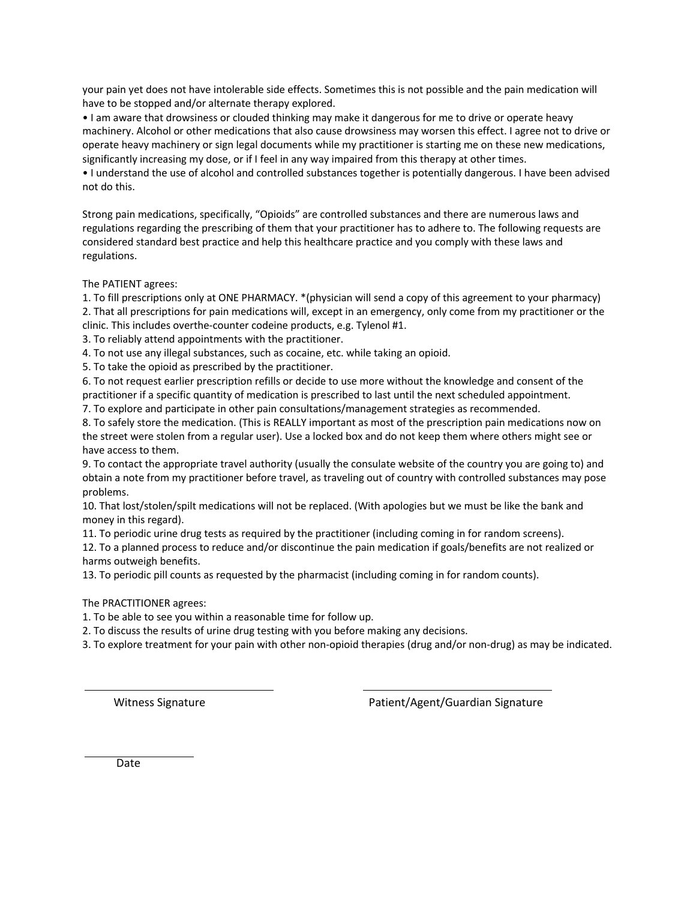your pain yet does not have intolerable side effects. Sometimes this is not possible and the pain medication will have to be stopped and/or alternate therapy explored.

- I am aware that drowsiness or clouded thinking may make it dangerous for me to drive or operate heavy machinery. Alcohol or other medications that also cause drowsiness may worsen this effect. I agree not to drive or operate heavy machinery or sign legal documents while my practitioner is starting me on these new medications, significantly increasing my dose, or if I feel in any way impaired from this therapy at other times.
- I understand the use of alcohol and controlled substances together is potentially dangerous. I have been advised not do this.

Strong pain medications, specifically, “Opioids” are controlled substances and there are numerous laws and regulations regarding the prescribing of them that your practitioner has to adhere to. The following requests are considered standard best practice and help this healthcare practice and you comply with these laws and regulations.

The PATIENT agrees:

1. To fill prescriptions only at ONE PHARMACY. *(physician will send a copy of this agreement to your pharmacy)
2. That all prescriptions for pain medications will, except in an emergency, only come from my practitioner or the clinic. This includes overthe-counter codeine products, e.g. Tylenol #1.
3. To reliably attend appointments with the practitioner.
4. To not use any illegal substances, such as cocaine, etc. while taking an opioid.
5. To take the opioid as prescribed by the practitioner.
6. To not request earlier prescription refills or decide to use more without the knowledge and consent of the practitioner if a specific quantity of medication is prescribed to last until the next scheduled appointment.
7. To explore and participate in other pain consultations/management strategies as recommended.
8. To safely store the medication. (This is REALLY important as most of the prescription pain medications now on the street were stolen from a regular user). Use a locked box and do not keep them where others might see or have access to them.
9. To contact the appropriate travel authority (usually the consulate website of the country you are going to) and obtain a note from my practitioner before travel, as traveling out of country with controlled substances may pose problems.
10. That lost/stolen/spilt medications will not be replaced. (With apologies but we must be like the bank and money in this regard).
11. To periodic urine drug tests as required by the practitioner (including coming in for random screens).
12. To a planned process to reduce and/or discontinue the pain medication if goals/benefits are not realized or harms outweigh benefits.
13. To periodic pill counts as requested by the pharmacist (including coming in for random counts).

The PRACTITIONER agrees:

1. To be able to see you within a reasonable time for follow up.
2. To discuss the results of urine drug testing with you before making any decisions.
3. To explore treatment for your pain with other non-opioid therapies (drug and/or non-drug) as may be indicated.

______________________________ Witness Signature

______________________________ Patient/Agent/Guardian Signature

________________ Date